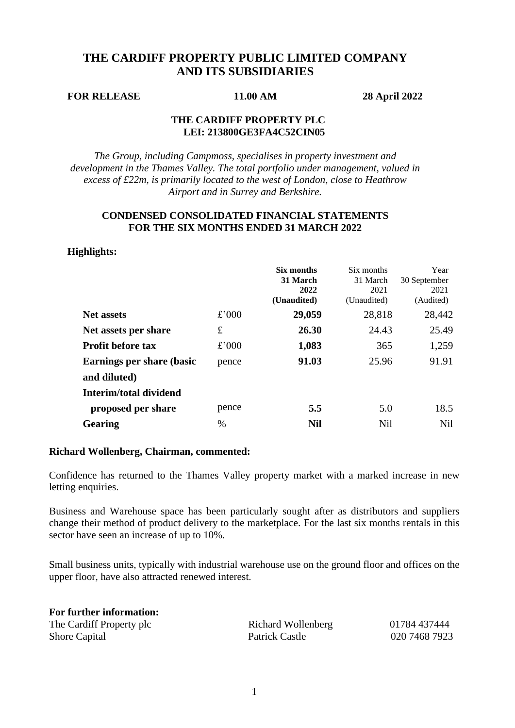# THE CARDIFF PROPERTY PUBLIC LIMITED COMPANY AND ITS SUBSIDIARIES

**FOR RELEASE** **11.00 AM** **28 April 2022**

**THE CARDIFF PROPERTY PLC**
**LEI: 213800GE3FA4C52CIN05**

*The Group, including Campmoss, specialises in property investment and development in the Thames Valley. The total portfolio under management, valued in excess of £22m, is primarily located to the west of London, close to Heathrow Airport and in Surrey and Berkshire.*

## CONDENSED CONSOLIDATED FINANCIAL STATEMENTS FOR THE SIX MONTHS ENDED 31 MARCH 2022

**Highlights:**

| | | **Six months 31 March 2022 (Unaudited)** | Six months 31 March 2021 (Unaudited) | Year 30 September 2021 (Audited) |
|---|---|---|---|---|
| **Net assets** | £'000 | **29,059** | 28,818 | 28,442 |
| **Net assets per share** | £ | **26.30** | 24.43 | 25.49 |
| **Profit before tax** | £'000 | **1,083** | 365 | 1,259 |
| **Earnings per share (basic and diluted)** | pence | **91.03** | 25.96 | 91.91 |
| **Interim/total dividend proposed per share** | pence | **5.5** | 5.0 | 18.5 |
| **Gearing** | % | **Nil** | Nil | Nil |

**Richard Wollenberg, Chairman, commented:**

Confidence has returned to the Thames Valley property market with a marked increase in new letting enquiries.

Business and Warehouse space has been particularly sought after as distributors and suppliers change their method of product delivery to the marketplace. For the last six months rentals in this sector have seen an increase of up to 10%.

Small business units, typically with industrial warehouse use on the ground floor and offices on the upper floor, have also attracted renewed interest.

**For further information:**

| | | |
|---|---|---|
| The Cardiff Property plc | Richard Wollenberg | 01784 437444 |
| Shore Capital | Patrick Castle | 020 7468 7923 |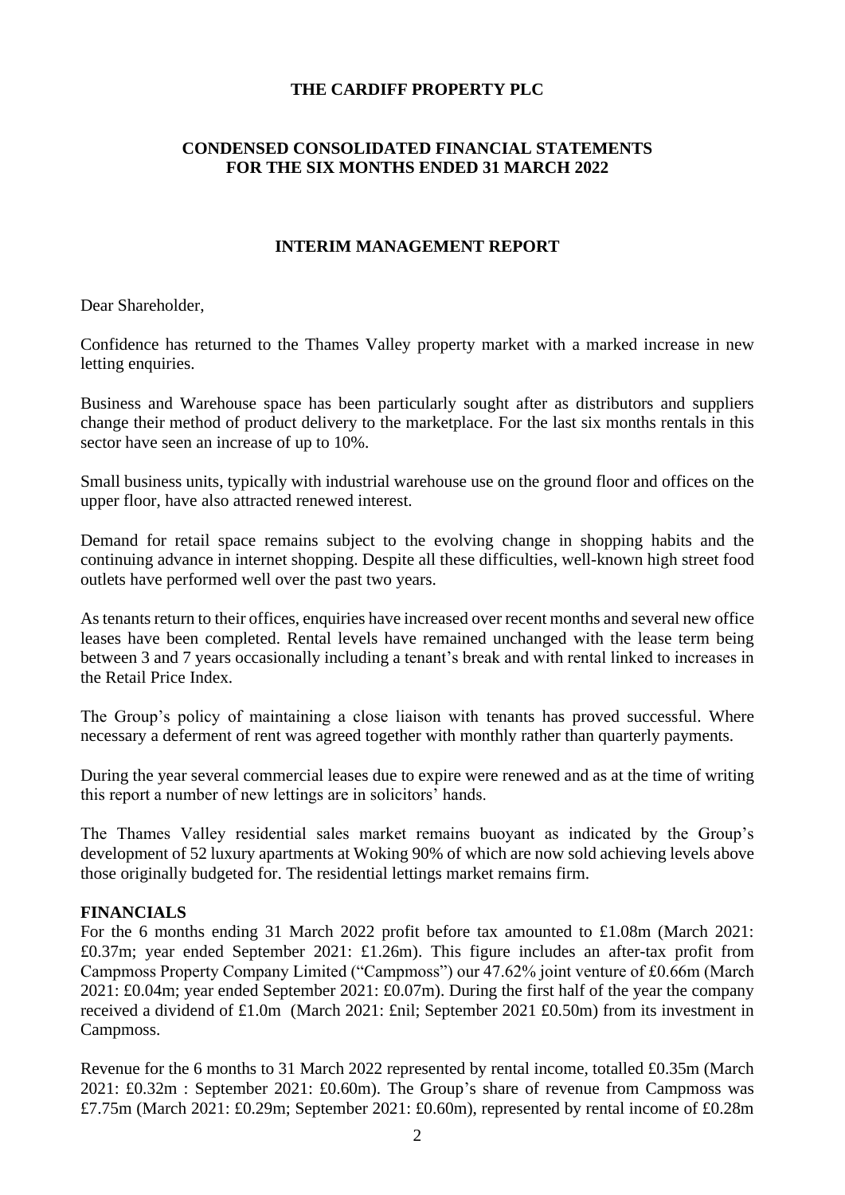**THE CARDIFF PROPERTY PLC**

**CONDENSED CONSOLIDATED FINANCIAL STATEMENTS FOR THE SIX MONTHS ENDED 31 MARCH 2022**

**INTERIM MANAGEMENT REPORT**

Dear Shareholder,

Confidence has returned to the Thames Valley property market with a marked increase in new letting enquiries.

Business and Warehouse space has been particularly sought after as distributors and suppliers change their method of product delivery to the marketplace. For the last six months rentals in this sector have seen an increase of up to 10%.

Small business units, typically with industrial warehouse use on the ground floor and offices on the upper floor, have also attracted renewed interest.

Demand for retail space remains subject to the evolving change in shopping habits and the continuing advance in internet shopping. Despite all these difficulties, well-known high street food outlets have performed well over the past two years.

As tenants return to their offices, enquiries have increased over recent months and several new office leases have been completed. Rental levels have remained unchanged with the lease term being between 3 and 7 years occasionally including a tenant's break and with rental linked to increases in the Retail Price Index.

The Group's policy of maintaining a close liaison with tenants has proved successful. Where necessary a deferment of rent was agreed together with monthly rather than quarterly payments.

During the year several commercial leases due to expire were renewed and as at the time of writing this report a number of new lettings are in solicitors' hands.

The Thames Valley residential sales market remains buoyant as indicated by the Group's development of 52 luxury apartments at Woking 90% of which are now sold achieving levels above those originally budgeted for. The residential lettings market remains firm.

**FINANCIALS**

For the 6 months ending 31 March 2022 profit before tax amounted to £1.08m (March 2021: £0.37m; year ended September 2021: £1.26m). This figure includes an after-tax profit from Campmoss Property Company Limited ("Campmoss") our 47.62% joint venture of £0.66m (March 2021: £0.04m; year ended September 2021: £0.07m). During the first half of the year the company received a dividend of £1.0m (March 2021: £nil; September 2021 £0.50m) from its investment in Campmoss.

Revenue for the 6 months to 31 March 2022 represented by rental income, totalled £0.35m (March 2021: £0.32m : September 2021: £0.60m). The Group's share of revenue from Campmoss was £7.75m (March 2021: £0.29m; September 2021: £0.60m), represented by rental income of £0.28m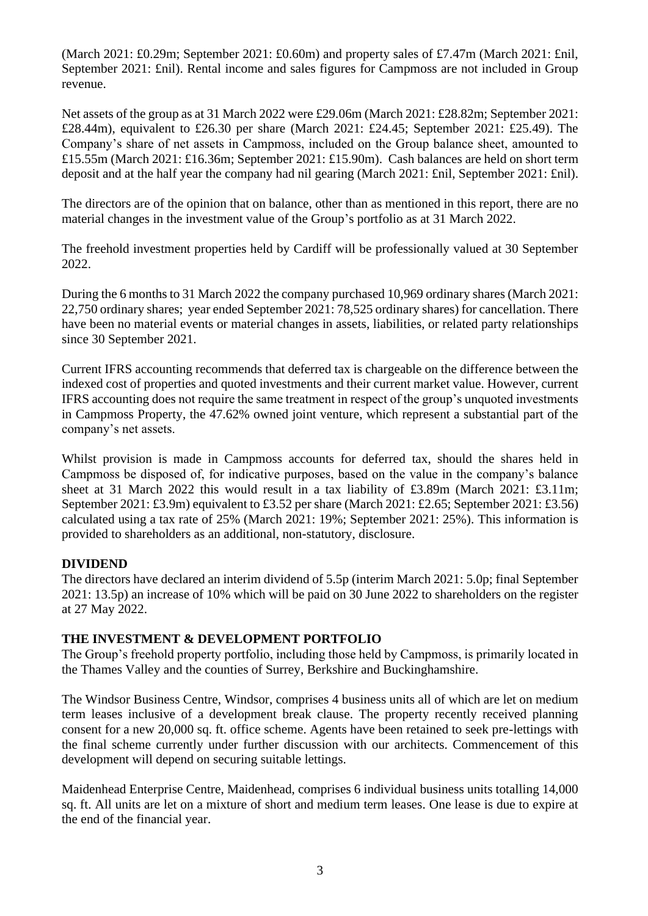(March 2021: £0.29m; September 2021: £0.60m) and property sales of £7.47m (March 2021: £nil, September 2021: £nil). Rental income and sales figures for Campmoss are not included in Group revenue.

Net assets of the group as at 31 March 2022 were £29.06m (March 2021: £28.82m; September 2021: £28.44m), equivalent to £26.30 per share (March 2021: £24.45; September 2021: £25.49). The Company's share of net assets in Campmoss, included on the Group balance sheet, amounted to £15.55m (March 2021: £16.36m; September 2021: £15.90m). Cash balances are held on short term deposit and at the half year the company had nil gearing (March 2021: £nil, September 2021: £nil).

The directors are of the opinion that on balance, other than as mentioned in this report, there are no material changes in the investment value of the Group's portfolio as at 31 March 2022.

The freehold investment properties held by Cardiff will be professionally valued at 30 September 2022.

During the 6 months to 31 March 2022 the company purchased 10,969 ordinary shares (March 2021: 22,750 ordinary shares; year ended September 2021: 78,525 ordinary shares) for cancellation. There have been no material events or material changes in assets, liabilities, or related party relationships since 30 September 2021.

Current IFRS accounting recommends that deferred tax is chargeable on the difference between the indexed cost of properties and quoted investments and their current market value. However, current IFRS accounting does not require the same treatment in respect of the group's unquoted investments in Campmoss Property, the 47.62% owned joint venture, which represent a substantial part of the company's net assets.

Whilst provision is made in Campmoss accounts for deferred tax, should the shares held in Campmoss be disposed of, for indicative purposes, based on the value in the company's balance sheet at 31 March 2022 this would result in a tax liability of £3.89m (March 2021: £3.11m; September 2021: £3.9m) equivalent to £3.52 per share (March 2021: £2.65; September 2021: £3.56) calculated using a tax rate of 25% (March 2021: 19%; September 2021: 25%). This information is provided to shareholders as an additional, non-statutory, disclosure.

## DIVIDEND

The directors have declared an interim dividend of 5.5p (interim March 2021: 5.0p; final September 2021: 13.5p) an increase of 10% which will be paid on 30 June 2022 to shareholders on the register at 27 May 2022.

## THE INVESTMENT & DEVELOPMENT PORTFOLIO

The Group's freehold property portfolio, including those held by Campmoss, is primarily located in the Thames Valley and the counties of Surrey, Berkshire and Buckinghamshire.

The Windsor Business Centre, Windsor, comprises 4 business units all of which are let on medium term leases inclusive of a development break clause. The property recently received planning consent for a new 20,000 sq. ft. office scheme. Agents have been retained to seek pre-lettings with the final scheme currently under further discussion with our architects. Commencement of this development will depend on securing suitable lettings.

Maidenhead Enterprise Centre, Maidenhead, comprises 6 individual business units totalling 14,000 sq. ft. All units are let on a mixture of short and medium term leases. One lease is due to expire at the end of the financial year.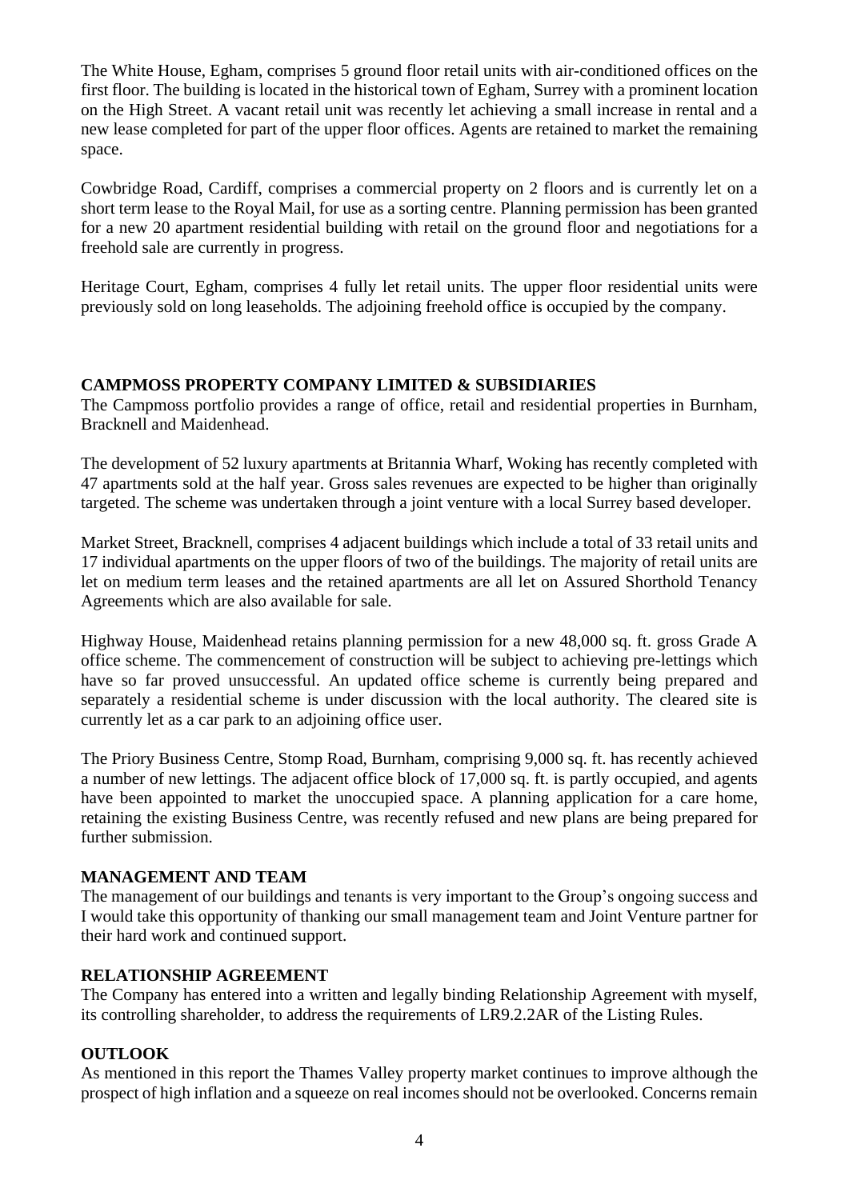The White House, Egham, comprises 5 ground floor retail units with air-conditioned offices on the first floor. The building is located in the historical town of Egham, Surrey with a prominent location on the High Street. A vacant retail unit was recently let achieving a small increase in rental and a new lease completed for part of the upper floor offices. Agents are retained to market the remaining space.

Cowbridge Road, Cardiff, comprises a commercial property on 2 floors and is currently let on a short term lease to the Royal Mail, for use as a sorting centre. Planning permission has been granted for a new 20 apartment residential building with retail on the ground floor and negotiations for a freehold sale are currently in progress.

Heritage Court, Egham, comprises 4 fully let retail units. The upper floor residential units were previously sold on long leaseholds. The adjoining freehold office is occupied by the company.

## CAMPMOSS PROPERTY COMPANY LIMITED & SUBSIDIARIES

The Campmoss portfolio provides a range of office, retail and residential properties in Burnham, Bracknell and Maidenhead.

The development of 52 luxury apartments at Britannia Wharf, Woking has recently completed with 47 apartments sold at the half year. Gross sales revenues are expected to be higher than originally targeted. The scheme was undertaken through a joint venture with a local Surrey based developer.

Market Street, Bracknell, comprises 4 adjacent buildings which include a total of 33 retail units and 17 individual apartments on the upper floors of two of the buildings. The majority of retail units are let on medium term leases and the retained apartments are all let on Assured Shorthold Tenancy Agreements which are also available for sale.

Highway House, Maidenhead retains planning permission for a new 48,000 sq. ft. gross Grade A office scheme. The commencement of construction will be subject to achieving pre-lettings which have so far proved unsuccessful. An updated office scheme is currently being prepared and separately a residential scheme is under discussion with the local authority. The cleared site is currently let as a car park to an adjoining office user.

The Priory Business Centre, Stomp Road, Burnham, comprising 9,000 sq. ft. has recently achieved a number of new lettings. The adjacent office block of 17,000 sq. ft. is partly occupied, and agents have been appointed to market the unoccupied space. A planning application for a care home, retaining the existing Business Centre, was recently refused and new plans are being prepared for further submission.

## MANAGEMENT AND TEAM

The management of our buildings and tenants is very important to the Group's ongoing success and I would take this opportunity of thanking our small management team and Joint Venture partner for their hard work and continued support.

## RELATIONSHIP AGREEMENT

The Company has entered into a written and legally binding Relationship Agreement with myself, its controlling shareholder, to address the requirements of LR9.2.2AR of the Listing Rules.

## OUTLOOK

As mentioned in this report the Thames Valley property market continues to improve although the prospect of high inflation and a squeeze on real incomes should not be overlooked. Concerns remain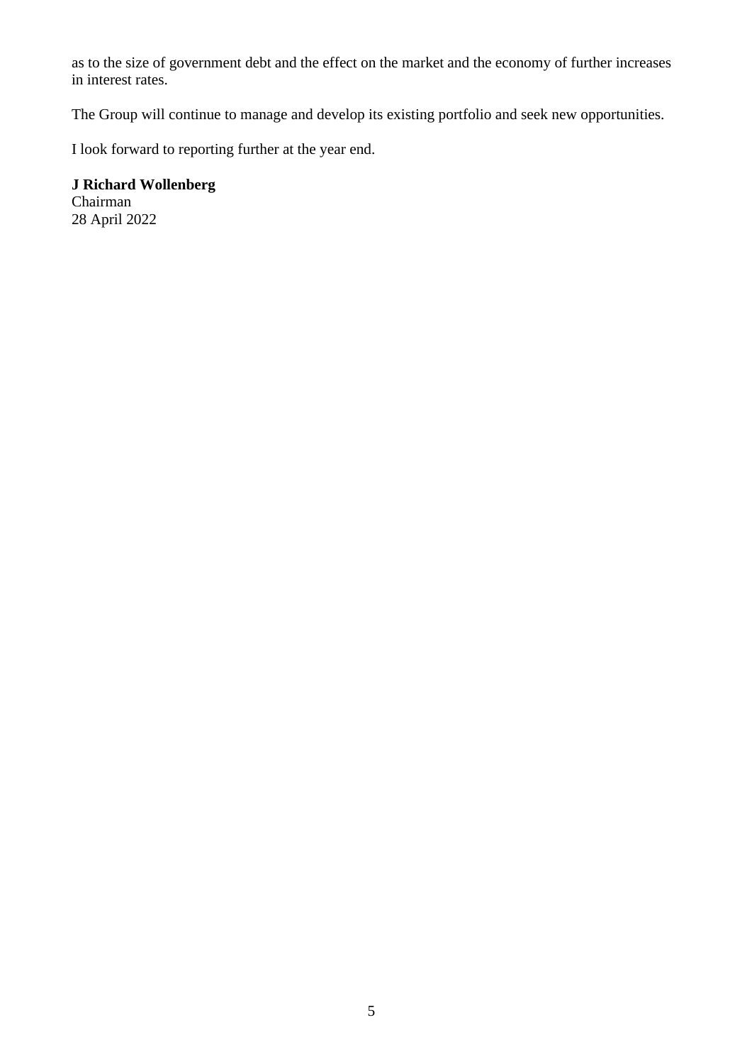as to the size of government debt and the effect on the market and the economy of further increases in interest rates.

The Group will continue to manage and develop its existing portfolio and seek new opportunities.

I look forward to reporting further at the year end.

**J Richard Wollenberg**
Chairman
28 April 2022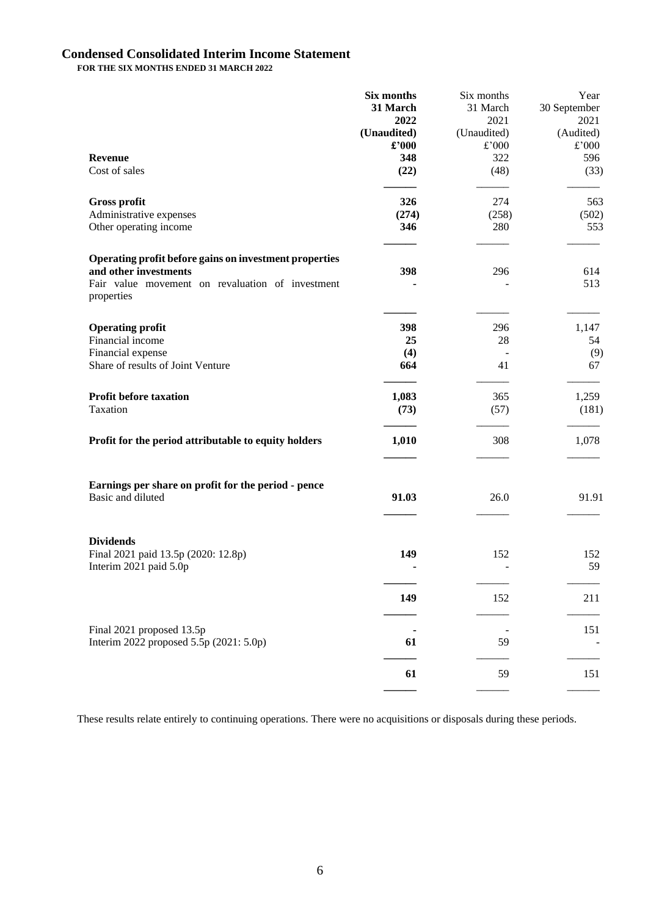# Condensed Consolidated Interim Income Statement

**FOR THE SIX MONTHS ENDED 31 MARCH 2022**

| | **Six months 31 March 2022 (Unaudited) £'000** | Six months 31 March 2021 (Unaudited) £'000 | Year 30 September 2021 (Audited) £'000 |
|---|---|---|---|
| **Revenue** | **348** | 322 | 596 |
| Cost of sales | **(22)** | (48) | (33) |
| **Gross profit** | **326** | 274 | 563 |
| Administrative expenses | **(274)** | (258) | (502) |
| Other operating income | **346** | 280 | 553 |
| **Operating profit before gains on investment properties and other investments** | **398** | 296 | 614 |
| Fair value movement on revaluation of investment properties | **-** | - | 513 |
| **Operating profit** | **398** | 296 | 1,147 |
| Financial income | **25** | 28 | 54 |
| Financial expense | **(4)** | - | (9) |
| Share of results of Joint Venture | **664** | 41 | 67 |
| **Profit before taxation** | **1,083** | 365 | 1,259 |
| Taxation | **(73)** | (57) | (181) |
| **Profit for the period attributable to equity holders** | **1,010** | 308 | 1,078 |
| **Earnings per share on profit for the period - pence** | | | |
| Basic and diluted | **91.03** | 26.0 | 91.91 |
| **Dividends** | | | |
| Final 2021 paid 13.5p (2020: 12.8p) | **149** | 152 | 152 |
| Interim 2021 paid 5.0p | **-** | - | 59 |
| | **149** | 152 | 211 |
| Final 2021 proposed 13.5p | **-** | - | 151 |
| Interim 2022 proposed 5.5p (2021: 5.0p) | **61** | 59 | - |
| | **61** | 59 | 151 |

These results relate entirely to continuing operations. There were no acquisitions or disposals during these periods.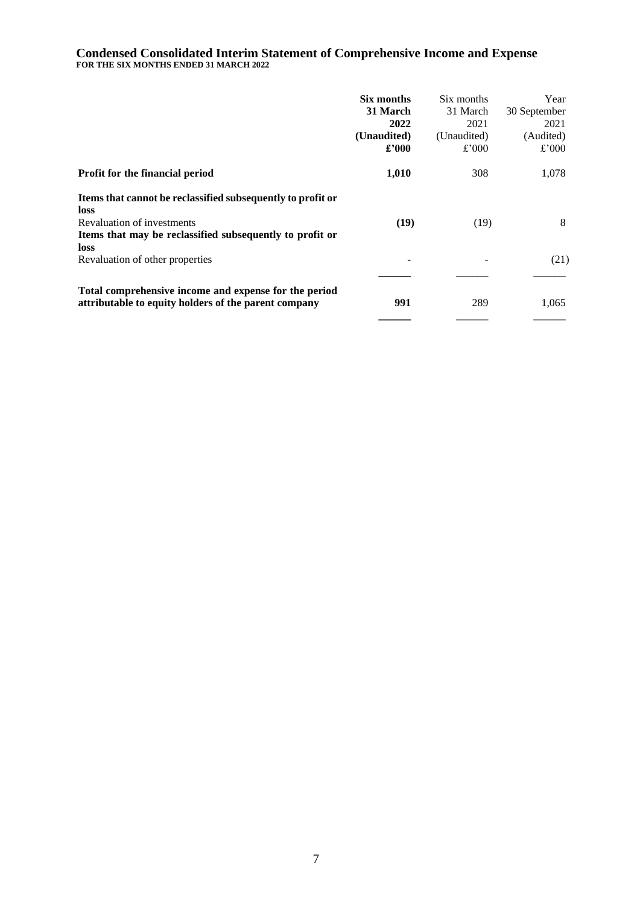# Condensed Consolidated Interim Statement of Comprehensive Income and Expense

**FOR THE SIX MONTHS ENDED 31 MARCH 2022**

| | **Six months 31 March 2022 (Unaudited) £'000** | Six months 31 March 2021 (Unaudited) £'000 | Year 30 September 2021 (Audited) £'000 |
|---|---|---|---|
| **Profit for the financial period** | **1,010** | 308 | 1,078 |
| **Items that cannot be reclassified subsequently to profit or loss** | | | |
| Revaluation of investments | **(19)** | (19) | 8 |
| **Items that may be reclassified subsequently to profit or loss** | | | |
| Revaluation of other properties | **-** | - | (21) |
| **Total comprehensive income and expense for the period attributable to equity holders of the parent company** | **991** | 289 | 1,065 |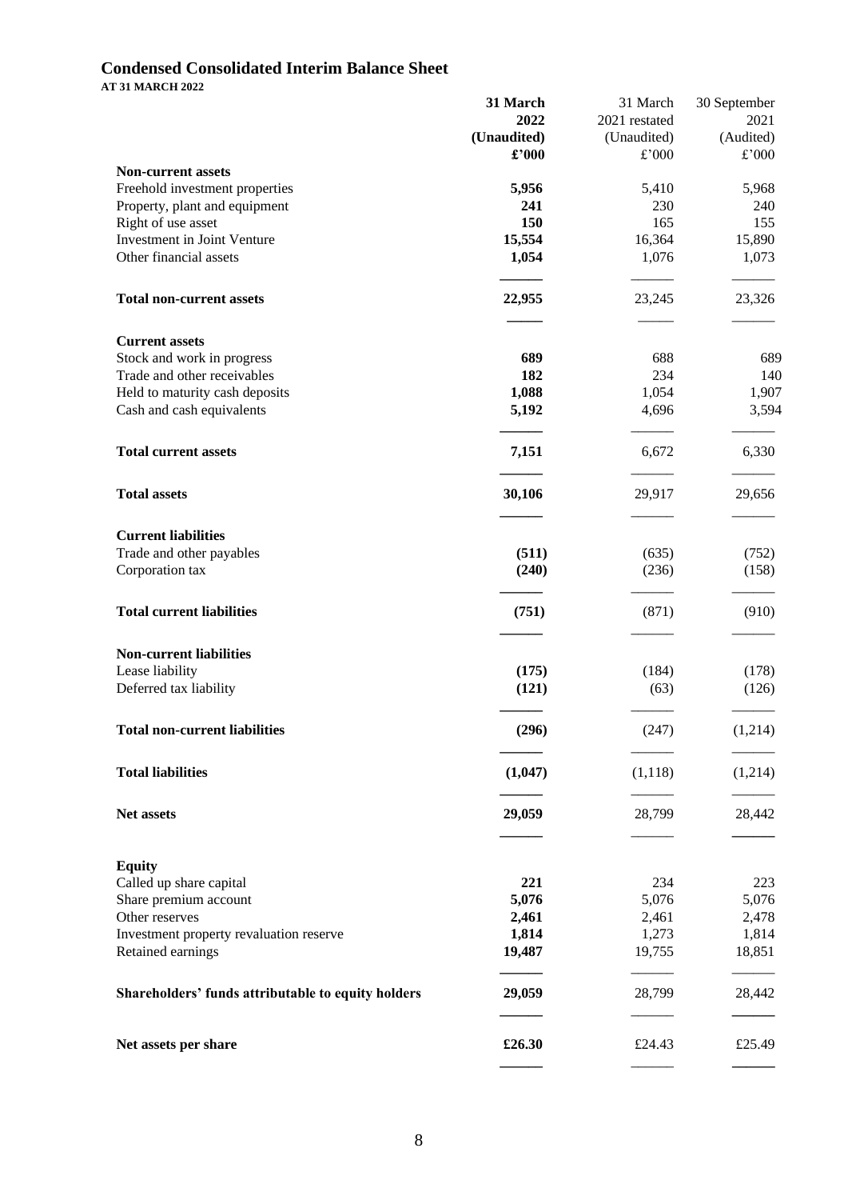# Condensed Consolidated Interim Balance Sheet

**AT 31 MARCH 2022**

| | **31 March 2022 (Unaudited) £'000** | 31 March 2021 restated (Unaudited) £'000 | 30 September 2021 (Audited) £'000 |
|---|---|---|---|
| **Non-current assets** | | | |
| Freehold investment properties | **5,956** | 5,410 | 5,968 |
| Property, plant and equipment | **241** | 230 | 240 |
| Right of use asset | **150** | 165 | 155 |
| Investment in Joint Venture | **15,554** | 16,364 | 15,890 |
| Other financial assets | **1,054** | 1,076 | 1,073 |
| **Total non-current assets** | **22,955** | 23,245 | 23,326 |
| **Current assets** | | | |
| Stock and work in progress | **689** | 688 | 689 |
| Trade and other receivables | **182** | 234 | 140 |
| Held to maturity cash deposits | **1,088** | 1,054 | 1,907 |
| Cash and cash equivalents | **5,192** | 4,696 | 3,594 |
| **Total current assets** | **7,151** | 6,672 | 6,330 |
| **Total assets** | **30,106** | 29,917 | 29,656 |
| **Current liabilities** | | | |
| Trade and other payables | **(511)** | (635) | (752) |
| Corporation tax | **(240)** | (236) | (158) |
| **Total current liabilities** | **(751)** | (871) | (910) |
| **Non-current liabilities** | | | |
| Lease liability | **(175)** | (184) | (178) |
| Deferred tax liability | **(121)** | (63) | (126) |
| **Total non-current liabilities** | **(296)** | (247) | (1,214) |
| **Total liabilities** | **(1,047)** | (1,118) | (1,214) |
| **Net assets** | **29,059** | 28,799 | 28,442 |
| **Equity** | | | |
| Called up share capital | **221** | 234 | 223 |
| Share premium account | **5,076** | 5,076 | 5,076 |
| Other reserves | **2,461** | 2,461 | 2,478 |
| Investment property revaluation reserve | **1,814** | 1,273 | 1,814 |
| Retained earnings | **19,487** | 19,755 | 18,851 |
| **Shareholders' funds attributable to equity holders** | **29,059** | 28,799 | 28,442 |
| **Net assets per share** | **£26.30** | £24.43 | £25.49 |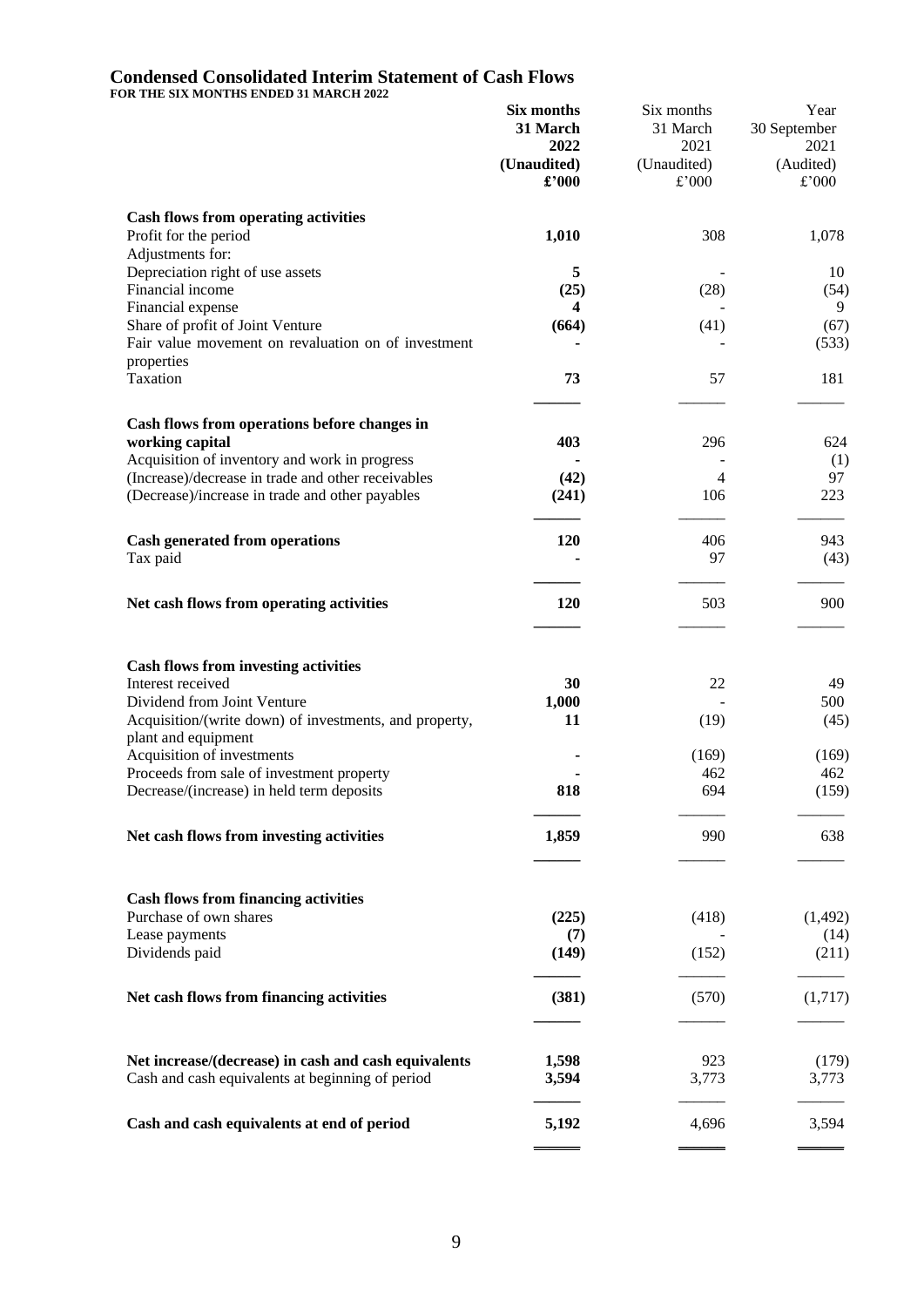## Condensed Consolidated Interim Statement of Cash Flows

**FOR THE SIX MONTHS ENDED 31 MARCH 2022**

| | **Six months 31 March 2022 (Unaudited) £'000** | Six months 31 March 2021 (Unaudited) £'000 | Year 30 September 2021 (Audited) £'000 |
|---|---|---|---|
| **Cash flows from operating activities** | | | |
| Profit for the period | **1,010** | 308 | 1,078 |
| Adjustments for: | | | |
| Depreciation right of use assets | **5** | - | 10 |
| Financial income | **(25)** | (28) | (54) |
| Financial expense | **4** | - | 9 |
| Share of profit of Joint Venture | **(664)** | (41) | (67) |
| Fair value movement on revaluation on of investment properties | **-** | - | (533) |
| Taxation | **73** | 57 | 181 |
| **Cash flows from operations before changes in working capital** | **403** | 296 | 624 |
| Acquisition of inventory and work in progress | **-** | - | (1) |
| (Increase)/decrease in trade and other receivables | **(42)** | 4 | 97 |
| (Decrease)/increase in trade and other payables | **(241)** | 106 | 223 |
| **Cash generated from operations** | **120** | 406 | 943 |
| Tax paid | **-** | 97 | (43) |
| **Net cash flows from operating activities** | **120** | 503 | 900 |
| **Cash flows from investing activities** | | | |
| Interest received | **30** | 22 | 49 |
| Dividend from Joint Venture | **1,000** | - | 500 |
| Acquisition/(write down) of investments, and property, plant and equipment | **11** | (19) | (45) |
| Acquisition of investments | **-** | (169) | (169) |
| Proceeds from sale of investment property | **-** | 462 | 462 |
| Decrease/(increase) in held term deposits | **818** | 694 | (159) |
| **Net cash flows from investing activities** | **1,859** | 990 | 638 |
| **Cash flows from financing activities** | | | |
| Purchase of own shares | **(225)** | (418) | (1,492) |
| Lease payments | **(7)** | - | (14) |
| Dividends paid | **(149)** | (152) | (211) |
| **Net cash flows from financing activities** | **(381)** | (570) | (1,717) |
| **Net increase/(decrease) in cash and cash equivalents** | **1,598** | 923 | (179) |
| Cash and cash equivalents at beginning of period | **3,594** | 3,773 | 3,773 |
| **Cash and cash equivalents at end of period** | **5,192** | 4,696 | 3,594 |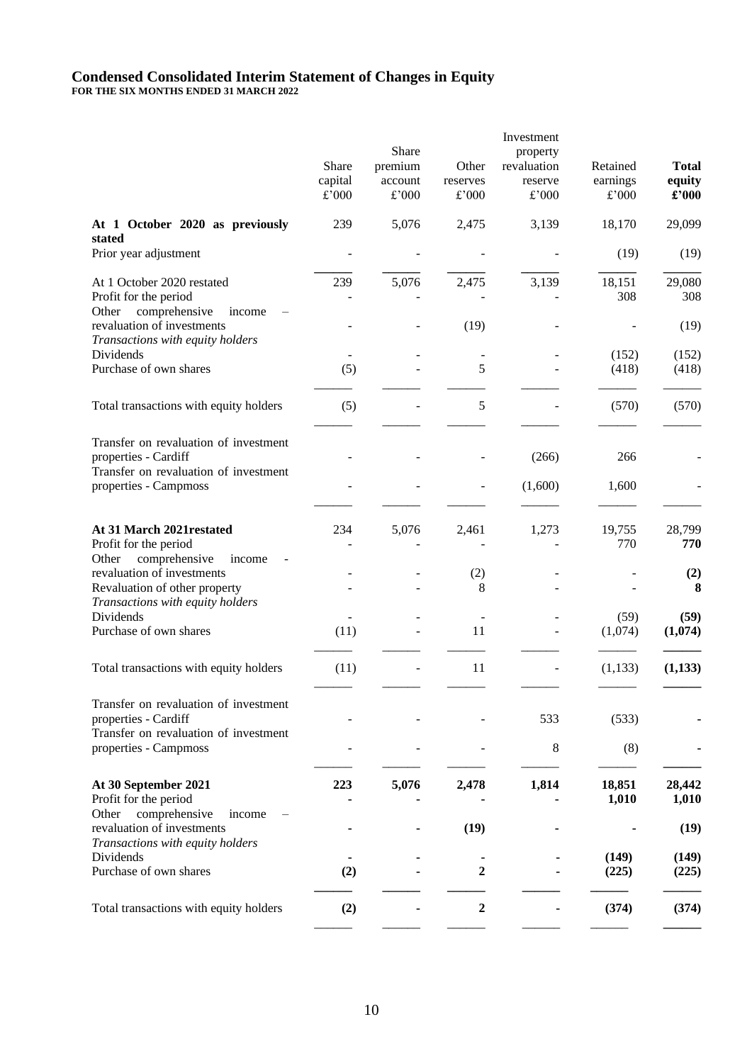# Condensed Consolidated Interim Statement of Changes in Equity

**FOR THE SIX MONTHS ENDED 31 MARCH 2022**

| | Share capital £'000 | Share premium account £'000 | Other reserves £'000 | Investment property revaluation reserve £'000 | Retained earnings £'000 | **Total equity £'000** |
|---|---|---|---|---|---|---|
| **At 1 October 2020 as previously stated** | 239 | 5,076 | 2,475 | 3,139 | 18,170 | 29,099 |
| Prior year adjustment | - | - | - | - | (19) | (19) |
| At 1 October 2020 restated | 239 | 5,076 | 2,475 | 3,139 | 18,151 | 29,080 |
| Profit for the period | - | - | - | - | 308 | 308 |
| Other comprehensive income – revaluation of investments | - | - | (19) | - | - | (19) |
| *Transactions with equity holders* | | | | | | |
| Dividends | - | - | - | - | (152) | (152) |
| Purchase of own shares | (5) | - | 5 | - | (418) | (418) |
| Total transactions with equity holders | (5) | - | 5 | - | (570) | (570) |
| Transfer on revaluation of investment properties - Cardiff | - | - | - | (266) | 266 | - |
| Transfer on revaluation of investment properties - Campmoss | - | - | - | (1,600) | 1,600 | - |
| **At 31 March 2021restated** | 234 | 5,076 | 2,461 | 1,273 | 19,755 | 28,799 |
| Profit for the period | - | - | - | - | 770 | **770** |
| Other comprehensive income - revaluation of investments | - | - | (2) | - | - | **(2)** |
| Revaluation of other property | - | - | 8 | - | - | **8** |
| *Transactions with equity holders* | | | | | | |
| Dividends | - | - | - | - | (59) | **(59)** |
| Purchase of own shares | (11) | - | 11 | - | (1,074) | **(1,074)** |
| Total transactions with equity holders | (11) | - | 11 | - | (1,133) | **(1,133)** |
| Transfer on revaluation of investment properties - Cardiff | - | - | - | 533 | (533) | **-** |
| Transfer on revaluation of investment properties - Campmoss | - | - | - | 8 | (8) | **-** |
| **At 30 September 2021** | **223** | **5,076** | **2,478** | **1,814** | **18,851** | **28,442** |
| Profit for the period | **-** | **-** | **-** | **-** | **1,010** | **1,010** |
| Other comprehensive income – revaluation of investments | **-** | **-** | **(19)** | **-** | **-** | **(19)** |
| *Transactions with equity holders* | | | | | | |
| Dividends | **-** | **-** | **-** | **-** | **(149)** | **(149)** |
| Purchase of own shares | **(2)** | **-** | **2** | **-** | **(225)** | **(225)** |
| Total transactions with equity holders | **(2)** | **-** | **2** | **-** | **(374)** | **(374)** |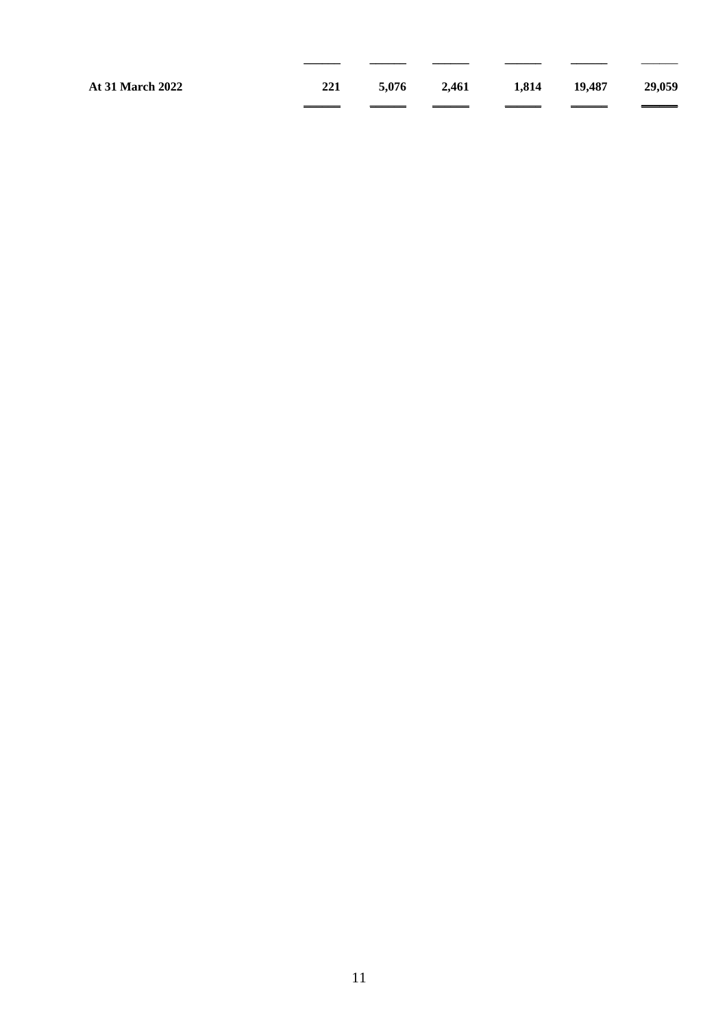| | | | | | | |
|---|---|---|---|---|---|---|
| **At 31 March 2022** | **221** | **5,076** | **2,461** | **1,814** | **19,487** | **29,059** |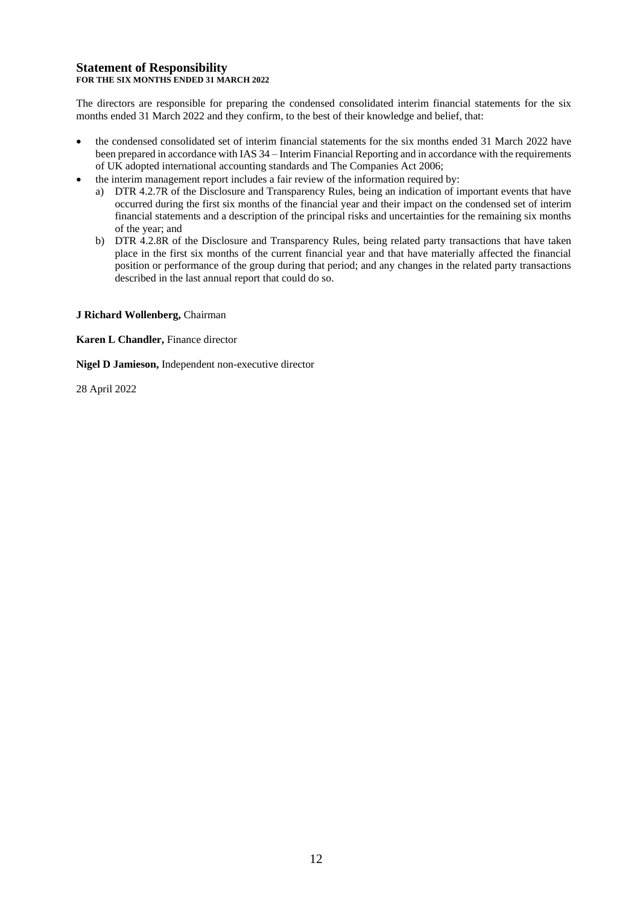# Statement of Responsibility

**FOR THE SIX MONTHS ENDED 31 MARCH 2022**

The directors are responsible for preparing the condensed consolidated interim financial statements for the six months ended 31 March 2022 and they confirm, to the best of their knowledge and belief, that:

- the condensed consolidated set of interim financial statements for the six months ended 31 March 2022 have been prepared in accordance with IAS 34 – Interim Financial Reporting and in accordance with the requirements of UK adopted international accounting standards and The Companies Act 2006;
- the interim management report includes a fair review of the information required by:
  a) DTR 4.2.7R of the Disclosure and Transparency Rules, being an indication of important events that have occurred during the first six months of the financial year and their impact on the condensed set of interim financial statements and a description of the principal risks and uncertainties for the remaining six months of the year; and
  b) DTR 4.2.8R of the Disclosure and Transparency Rules, being related party transactions that have taken place in the first six months of the current financial year and that have materially affected the financial position or performance of the group during that period; and any changes in the related party transactions described in the last annual report that could do so.

**J Richard Wollenberg,** Chairman

**Karen L Chandler,** Finance director

**Nigel D Jamieson,** Independent non-executive director

28 April 2022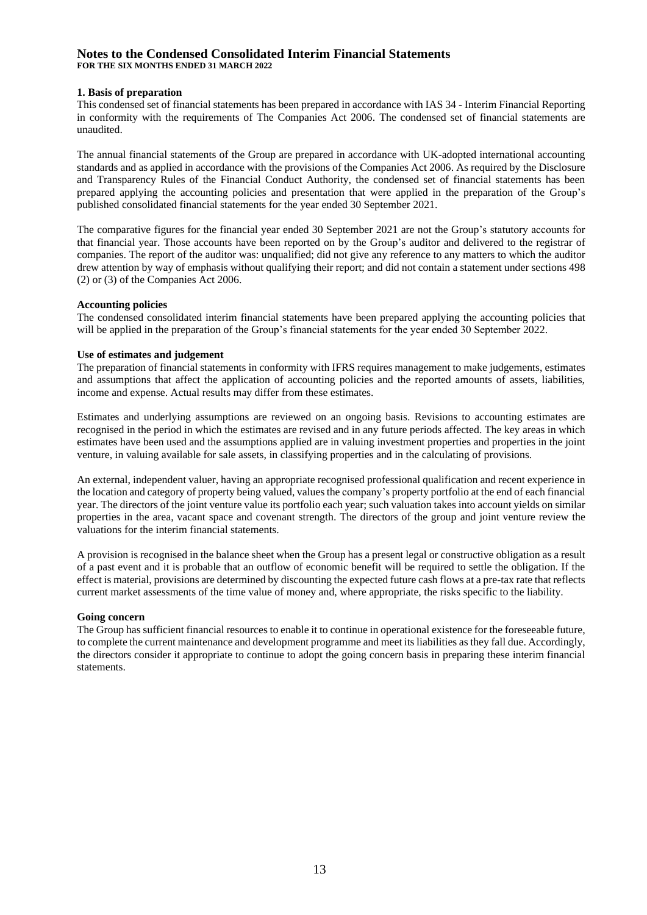# Notes to the Condensed Consolidated Interim Financial Statements

**FOR THE SIX MONTHS ENDED 31 MARCH 2022**

## 1. Basis of preparation

This condensed set of financial statements has been prepared in accordance with IAS 34 - Interim Financial Reporting in conformity with the requirements of The Companies Act 2006. The condensed set of financial statements are unaudited.

The annual financial statements of the Group are prepared in accordance with UK-adopted international accounting standards and as applied in accordance with the provisions of the Companies Act 2006. As required by the Disclosure and Transparency Rules of the Financial Conduct Authority, the condensed set of financial statements has been prepared applying the accounting policies and presentation that were applied in the preparation of the Group's published consolidated financial statements for the year ended 30 September 2021.

The comparative figures for the financial year ended 30 September 2021 are not the Group's statutory accounts for that financial year. Those accounts have been reported on by the Group's auditor and delivered to the registrar of companies. The report of the auditor was: unqualified; did not give any reference to any matters to which the auditor drew attention by way of emphasis without qualifying their report; and did not contain a statement under sections 498 (2) or (3) of the Companies Act 2006.

### Accounting policies

The condensed consolidated interim financial statements have been prepared applying the accounting policies that will be applied in the preparation of the Group's financial statements for the year ended 30 September 2022.

### Use of estimates and judgement

The preparation of financial statements in conformity with IFRS requires management to make judgements, estimates and assumptions that affect the application of accounting policies and the reported amounts of assets, liabilities, income and expense. Actual results may differ from these estimates.

Estimates and underlying assumptions are reviewed on an ongoing basis. Revisions to accounting estimates are recognised in the period in which the estimates are revised and in any future periods affected. The key areas in which estimates have been used and the assumptions applied are in valuing investment properties and properties in the joint venture, in valuing available for sale assets, in classifying properties and in the calculating of provisions.

An external, independent valuer, having an appropriate recognised professional qualification and recent experience in the location and category of property being valued, values the company's property portfolio at the end of each financial year. The directors of the joint venture value its portfolio each year; such valuation takes into account yields on similar properties in the area, vacant space and covenant strength. The directors of the group and joint venture review the valuations for the interim financial statements.

A provision is recognised in the balance sheet when the Group has a present legal or constructive obligation as a result of a past event and it is probable that an outflow of economic benefit will be required to settle the obligation. If the effect is material, provisions are determined by discounting the expected future cash flows at a pre-tax rate that reflects current market assessments of the time value of money and, where appropriate, the risks specific to the liability.

### Going concern

The Group has sufficient financial resources to enable it to continue in operational existence for the foreseeable future, to complete the current maintenance and development programme and meet its liabilities as they fall due. Accordingly, the directors consider it appropriate to continue to adopt the going concern basis in preparing these interim financial statements.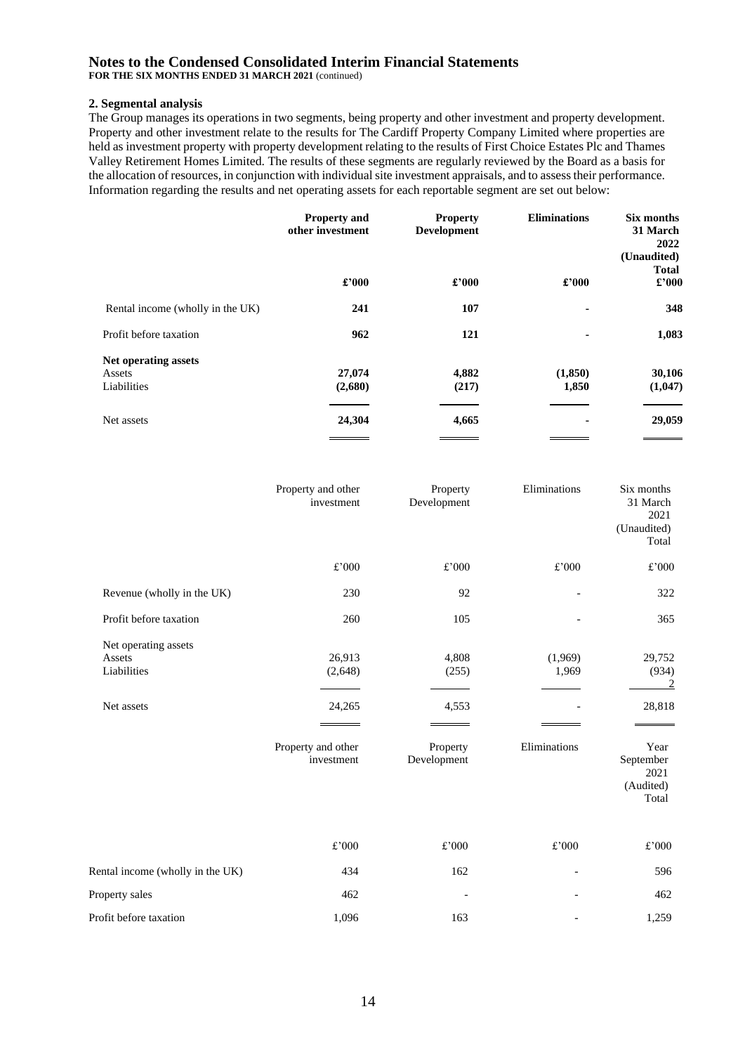# Notes to the Condensed Consolidated Interim Financial Statements

**FOR THE SIX MONTHS ENDED 31 MARCH 2021** (continued)

### 2. Segmental analysis

The Group manages its operations in two segments, being property and other investment and property development. Property and other investment relate to the results for The Cardiff Property Company Limited where properties are held as investment property with property development relating to the results of First Choice Estates Plc and Thames Valley Retirement Homes Limited. The results of these segments are regularly reviewed by the Board as a basis for the allocation of resources, in conjunction with individual site investment appraisals, and to assess their performance. Information regarding the results and net operating assets for each reportable segment are set out below:

| | **Property and other investment** | **Property Development** | **Eliminations** | **Six months 31 March 2022 (Unaudited) Total** |
|---|---|---|---|---|
| | **£'000** | **£'000** | **£'000** | **£'000** |
| Rental income (wholly in the UK) | **241** | **107** | **-** | **348** |
| Profit before taxation | **962** | **121** | **-** | **1,083** |
| **Net operating assets** | | | | |
| Assets | **27,074** | **4,882** | **(1,850)** | **30,106** |
| Liabilities | **(2,680)** | **(217)** | **1,850** | **(1,047)** |
| Net assets | **24,304** | **4,665** | **-** | **29,059** |

| | Property and other investment | Property Development | Eliminations | Six months 31 March 2021 (Unaudited) Total |
|---|---|---|---|---|
| | £'000 | £'000 | £'000 | £'000 |
| Revenue (wholly in the UK) | 230 | 92 | - | 322 |
| Profit before taxation | 260 | 105 | - | 365 |
| Net operating assets | | | | |
| Assets | 26,913 | 4,808 | (1,969) | 29,752 |
| Liabilities | (2,648) | (255) | 1,969 | (934) |
| | | | | 2 |
| Net assets | 24,265 | 4,553 | - | 28,818 |

| | Property and other investment | Property Development | Eliminations | Year September 2021 (Audited) Total |
|---|---|---|---|---|
| | £'000 | £'000 | £'000 | £'000 |
| Rental income (wholly in the UK) | 434 | 162 | - | 596 |
| Property sales | 462 | - | - | 462 |
| Profit before taxation | 1,096 | 163 | - | 1,259 |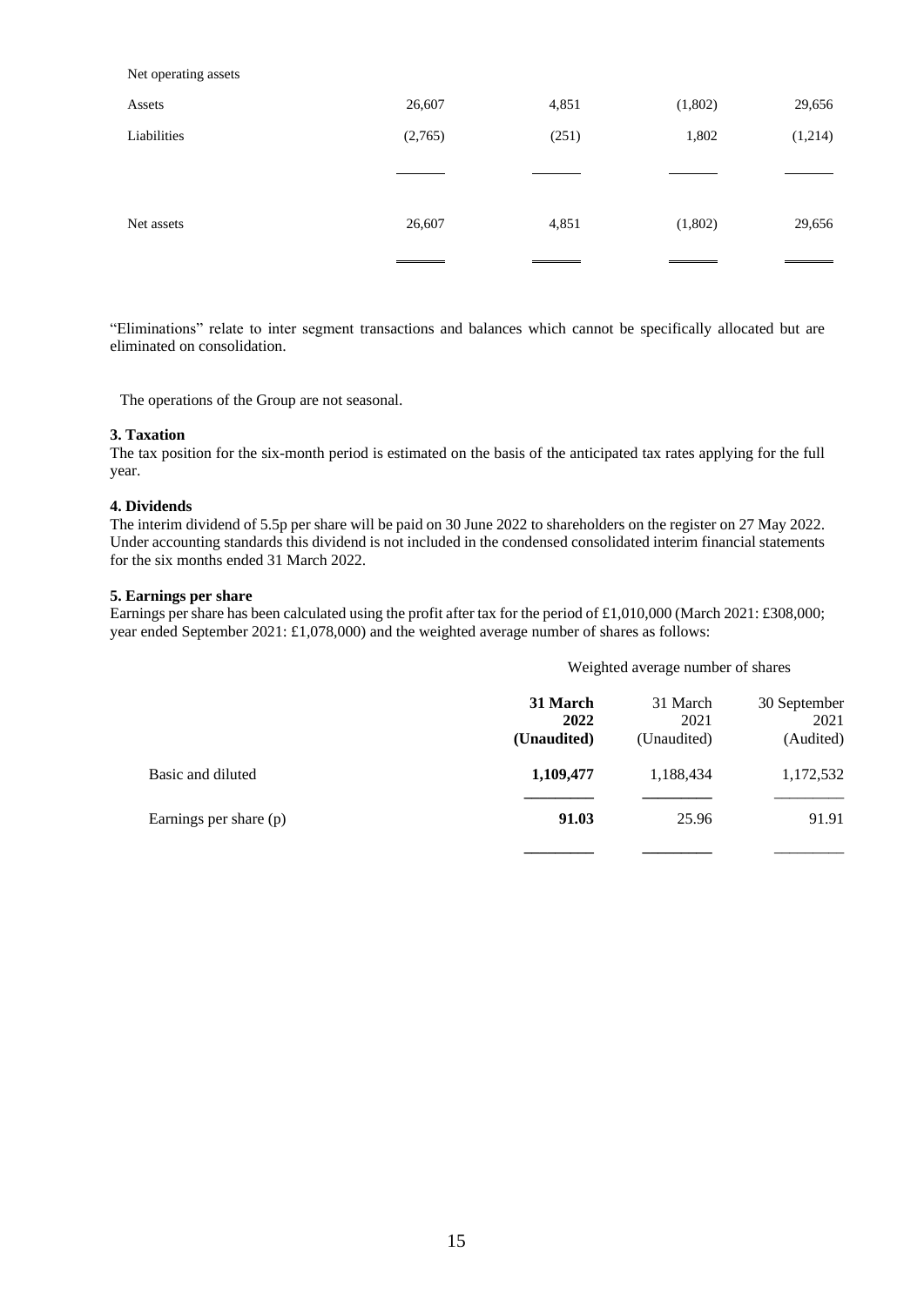| Net operating assets | | | | |
|---|---|---|---|---|
| Assets | 26,607 | 4,851 | (1,802) | 29,656 |
| Liabilities | (2,765) | (251) | 1,802 | (1,214) |
| Net assets | 26,607 | 4,851 | (1,802) | 29,656 |

"Eliminations" relate to inter segment transactions and balances which cannot be specifically allocated but are eliminated on consolidation.

The operations of the Group are not seasonal.

**3. Taxation**

The tax position for the six-month period is estimated on the basis of the anticipated tax rates applying for the full year.

**4. Dividends**

The interim dividend of 5.5p per share will be paid on 30 June 2022 to shareholders on the register on 27 May 2022. Under accounting standards this dividend is not included in the condensed consolidated interim financial statements for the six months ended 31 March 2022.

**5. Earnings per share**

Earnings per share has been calculated using the profit after tax for the period of £1,010,000 (March 2021: £308,000; year ended September 2021: £1,078,000) and the weighted average number of shares as follows:

| | Weighted average number of shares | | |
|---|---|---|---|
| | **31 March 2022 (Unaudited)** | 31 March 2021 (Unaudited) | 30 September 2021 (Audited) |
| Basic and diluted | **1,109,477** | 1,188,434 | 1,172,532 |
| Earnings per share (p) | **91.03** | 25.96 | 91.91 |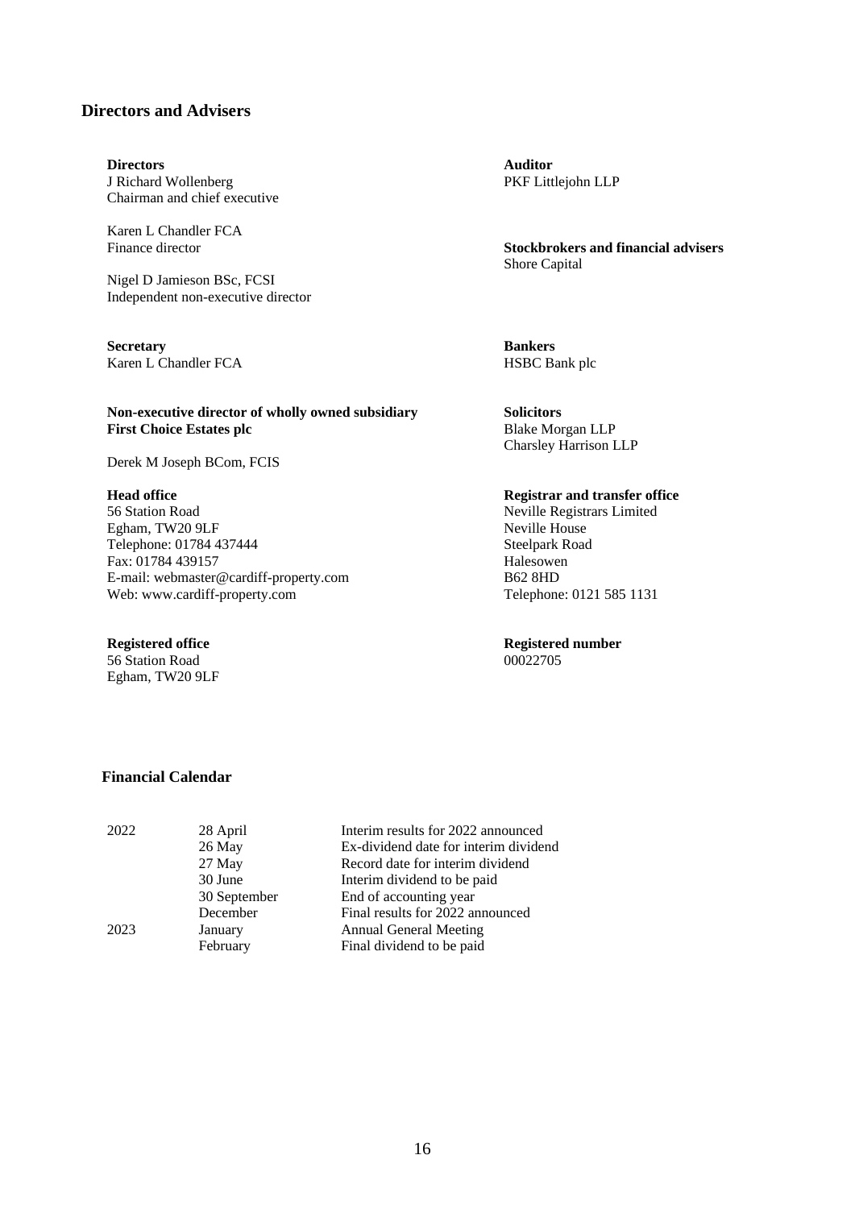## Directors and Advisers

**Directors**
J Richard Wollenberg
Chairman and chief executive

Karen L Chandler FCA
Finance director

Nigel D Jamieson BSc, FCSI
Independent non-executive director

**Secretary**
Karen L Chandler FCA

**Non-executive director of wholly owned subsidiary First Choice Estates plc**

Derek M Joseph BCom, FCIS

**Head office**
56 Station Road
Egham, TW20 9LF
Telephone: 01784 437444
Fax: 01784 439157
E-mail: webmaster@cardiff-property.com
Web: www.cardiff-property.com

**Registered office**
56 Station Road
Egham, TW20 9LF

**Auditor**
PKF Littlejohn LLP

**Stockbrokers and financial advisers**
Shore Capital

**Bankers**
HSBC Bank plc

**Solicitors**
Blake Morgan LLP
Charsley Harrison LLP

**Registrar and transfer office**
Neville Registrars Limited
Neville House
Steelpark Road
Halesowen
B62 8HD
Telephone: 0121 585 1131

**Registered number**
00022705

## Financial Calendar

| | | |
|---|---|---|
| 2022 | 28 April | Interim results for 2022 announced |
| | 26 May | Ex-dividend date for interim dividend |
| | 27 May | Record date for interim dividend |
| | 30 June | Interim dividend to be paid |
| | 30 September | End of accounting year |
| | December | Final results for 2022 announced |
| 2023 | January | Annual General Meeting |
| | February | Final dividend to be paid |